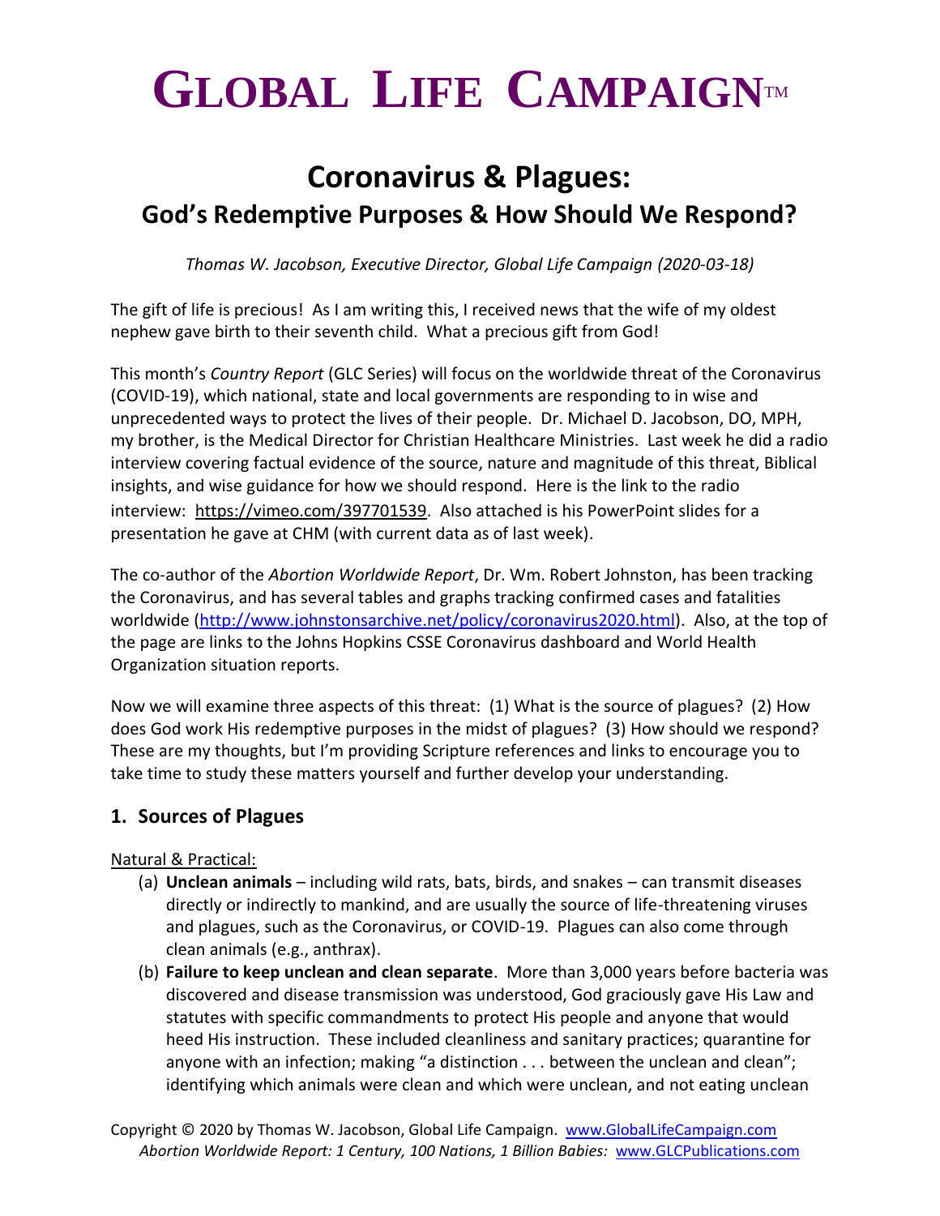# GLOBAL LIFE CAMPAIGN™

## Coronavirus & Plagues:
### God's Redemptive Purposes & How Should We Respond?

*Thomas W. Jacobson, Executive Director, Global Life Campaign (2020-03-18)*

The gift of life is precious! As I am writing this, I received news that the wife of my oldest nephew gave birth to their seventh child. What a precious gift from God!

This month's *Country Report* (GLC Series) will focus on the worldwide threat of the Coronavirus (COVID-19), which national, state and local governments are responding to in wise and unprecedented ways to protect the lives of their people. Dr. Michael D. Jacobson, DO, MPH, my brother, is the Medical Director for Christian Healthcare Ministries. Last week he did a radio interview covering factual evidence of the source, nature and magnitude of this threat, Biblical insights, and wise guidance for how we should respond. Here is the link to the radio interview: https://vimeo.com/397701539. Also attached is his PowerPoint slides for a presentation he gave at CHM (with current data as of last week).

The co-author of the *Abortion Worldwide Report*, Dr. Wm. Robert Johnston, has been tracking the Coronavirus, and has several tables and graphs tracking confirmed cases and fatalities worldwide (http://www.johnstonsarchive.net/policy/coronavirus2020.html). Also, at the top of the page are links to the Johns Hopkins CSSE Coronavirus dashboard and World Health Organization situation reports.

Now we will examine three aspects of this threat: (1) What is the source of plagues? (2) How does God work His redemptive purposes in the midst of plagues? (3) How should we respond? These are my thoughts, but I'm providing Scripture references and links to encourage you to take time to study these matters yourself and further develop your understanding.

### 1. Sources of Plagues

Natural & Practical:

(a) **Unclean animals** – including wild rats, bats, birds, and snakes – can transmit diseases directly or indirectly to mankind, and are usually the source of life-threatening viruses and plagues, such as the Coronavirus, or COVID-19. Plagues can also come through clean animals (e.g., anthrax).

(b) **Failure to keep unclean and clean separate**. More than 3,000 years before bacteria was discovered and disease transmission was understood, God graciously gave His Law and statutes with specific commandments to protect His people and anyone that would heed His instruction. These included cleanliness and sanitary practices; quarantine for anyone with an infection; making "a distinction . . . between the unclean and clean"; identifying which animals were clean and which were unclean, and not eating unclean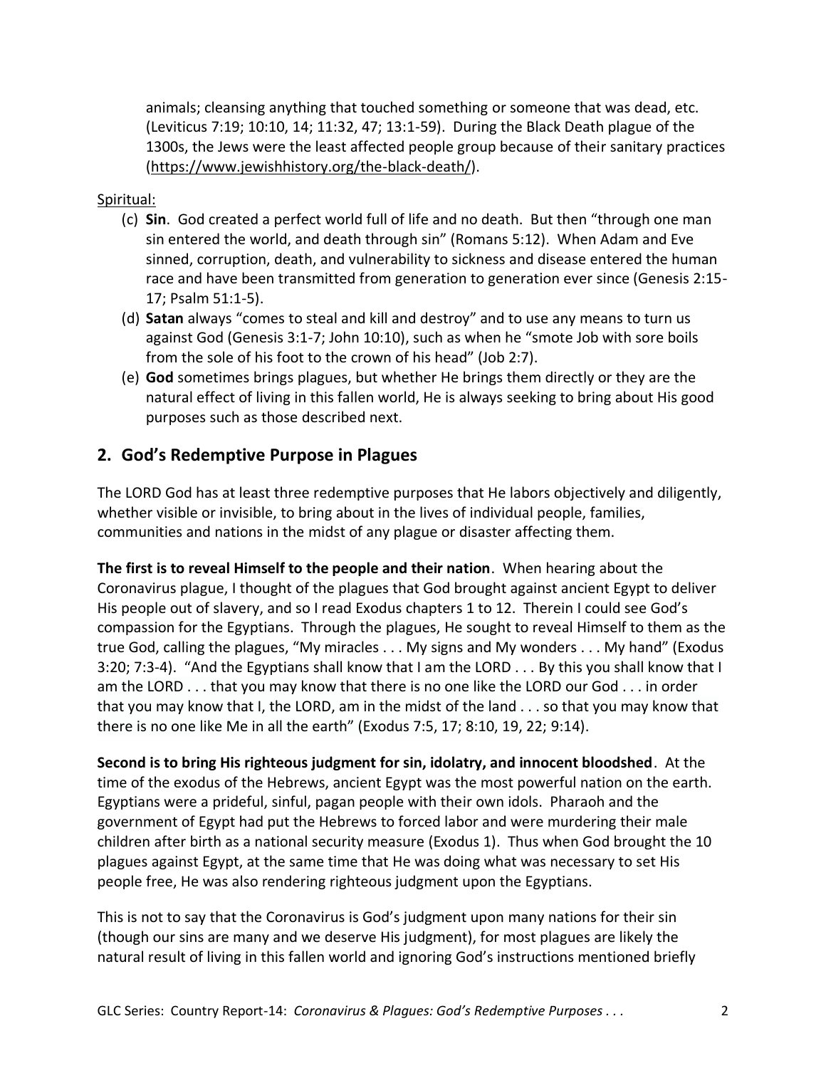animals; cleansing anything that touched something or someone that was dead, etc. (Leviticus 7:19; 10:10, 14; 11:32, 47; 13:1-59). During the Black Death plague of the 1300s, the Jews were the least affected people group because of their sanitary practices (https://www.jewishhistory.org/the-black-death/).

Spiritual:

(c) **Sin**. God created a perfect world full of life and no death. But then "through one man sin entered the world, and death through sin" (Romans 5:12). When Adam and Eve sinned, corruption, death, and vulnerability to sickness and disease entered the human race and have been transmitted from generation to generation ever since (Genesis 2:15-17; Psalm 51:1-5).

(d) **Satan** always "comes to steal and kill and destroy" and to use any means to turn us against God (Genesis 3:1-7; John 10:10), such as when he "smote Job with sore boils from the sole of his foot to the crown of his head" (Job 2:7).

(e) **God** sometimes brings plagues, but whether He brings them directly or they are the natural effect of living in this fallen world, He is always seeking to bring about His good purposes such as those described next.

## 2. God's Redemptive Purpose in Plagues

The LORD God has at least three redemptive purposes that He labors objectively and diligently, whether visible or invisible, to bring about in the lives of individual people, families, communities and nations in the midst of any plague or disaster affecting them.

**The first is to reveal Himself to the people and their nation**. When hearing about the Coronavirus plague, I thought of the plagues that God brought against ancient Egypt to deliver His people out of slavery, and so I read Exodus chapters 1 to 12. Therein I could see God's compassion for the Egyptians. Through the plagues, He sought to reveal Himself to them as the true God, calling the plagues, "My miracles . . . My signs and My wonders . . . My hand" (Exodus 3:20; 7:3-4). "And the Egyptians shall know that I am the LORD . . . By this you shall know that I am the LORD . . . that you may know that there is no one like the LORD our God . . . in order that you may know that I, the LORD, am in the midst of the land . . . so that you may know that there is no one like Me in all the earth" (Exodus 7:5, 17; 8:10, 19, 22; 9:14).

**Second is to bring His righteous judgment for sin, idolatry, and innocent bloodshed**. At the time of the exodus of the Hebrews, ancient Egypt was the most powerful nation on the earth. Egyptians were a prideful, sinful, pagan people with their own idols. Pharaoh and the government of Egypt had put the Hebrews to forced labor and were murdering their male children after birth as a national security measure (Exodus 1). Thus when God brought the 10 plagues against Egypt, at the same time that He was doing what was necessary to set His people free, He was also rendering righteous judgment upon the Egyptians.

This is not to say that the Coronavirus is God's judgment upon many nations for their sin (though our sins are many and we deserve His judgment), for most plagues are likely the natural result of living in this fallen world and ignoring God's instructions mentioned briefly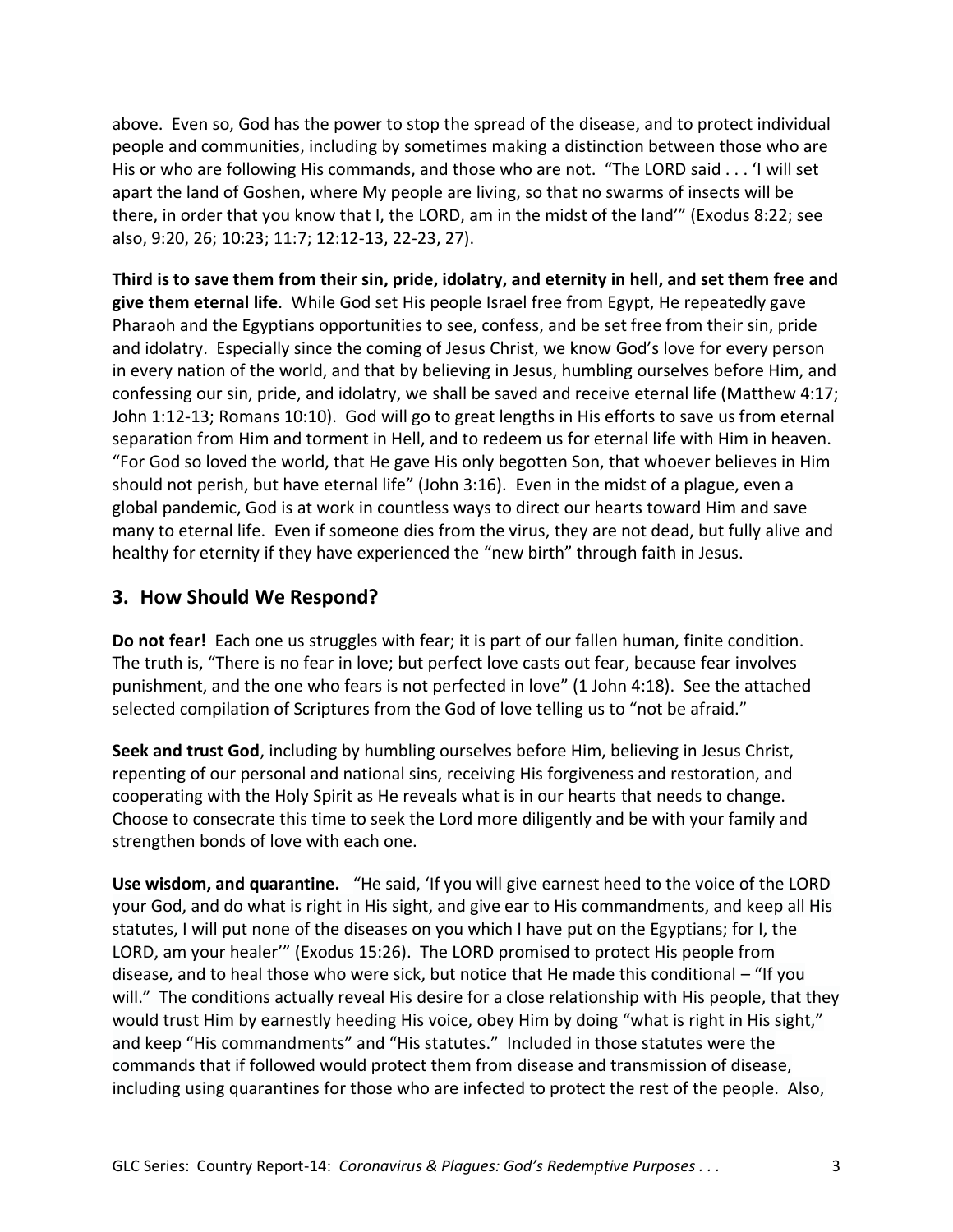above. Even so, God has the power to stop the spread of the disease, and to protect individual people and communities, including by sometimes making a distinction between those who are His or who are following His commands, and those who are not. "The LORD said . . . 'I will set apart the land of Goshen, where My people are living, so that no swarms of insects will be there, in order that you know that I, the LORD, am in the midst of the land'" (Exodus 8:22; see also, 9:20, 26; 10:23; 11:7; 12:12-13, 22-23, 27).

**Third is to save them from their sin, pride, idolatry, and eternity in hell, and set them free and give them eternal life**. While God set His people Israel free from Egypt, He repeatedly gave Pharaoh and the Egyptians opportunities to see, confess, and be set free from their sin, pride and idolatry. Especially since the coming of Jesus Christ, we know God's love for every person in every nation of the world, and that by believing in Jesus, humbling ourselves before Him, and confessing our sin, pride, and idolatry, we shall be saved and receive eternal life (Matthew 4:17; John 1:12-13; Romans 10:10). God will go to great lengths in His efforts to save us from eternal separation from Him and torment in Hell, and to redeem us for eternal life with Him in heaven. "For God so loved the world, that He gave His only begotten Son, that whoever believes in Him should not perish, but have eternal life" (John 3:16). Even in the midst of a plague, even a global pandemic, God is at work in countless ways to direct our hearts toward Him and save many to eternal life. Even if someone dies from the virus, they are not dead, but fully alive and healthy for eternity if they have experienced the "new birth" through faith in Jesus.

## 3. How Should We Respond?

**Do not fear!** Each one us struggles with fear; it is part of our fallen human, finite condition. The truth is, "There is no fear in love; but perfect love casts out fear, because fear involves punishment, and the one who fears is not perfected in love" (1 John 4:18). See the attached selected compilation of Scriptures from the God of love telling us to "not be afraid."

**Seek and trust God**, including by humbling ourselves before Him, believing in Jesus Christ, repenting of our personal and national sins, receiving His forgiveness and restoration, and cooperating with the Holy Spirit as He reveals what is in our hearts that needs to change. Choose to consecrate this time to seek the Lord more diligently and be with your family and strengthen bonds of love with each one.

**Use wisdom, and quarantine.** "He said, 'If you will give earnest heed to the voice of the LORD your God, and do what is right in His sight, and give ear to His commandments, and keep all His statutes, I will put none of the diseases on you which I have put on the Egyptians; for I, the LORD, am your healer'" (Exodus 15:26). The LORD promised to protect His people from disease, and to heal those who were sick, but notice that He made this conditional – "If you will." The conditions actually reveal His desire for a close relationship with His people, that they would trust Him by earnestly heeding His voice, obey Him by doing "what is right in His sight," and keep "His commandments" and "His statutes." Included in those statutes were the commands that if followed would protect them from disease and transmission of disease, including using quarantines for those who are infected to protect the rest of the people. Also,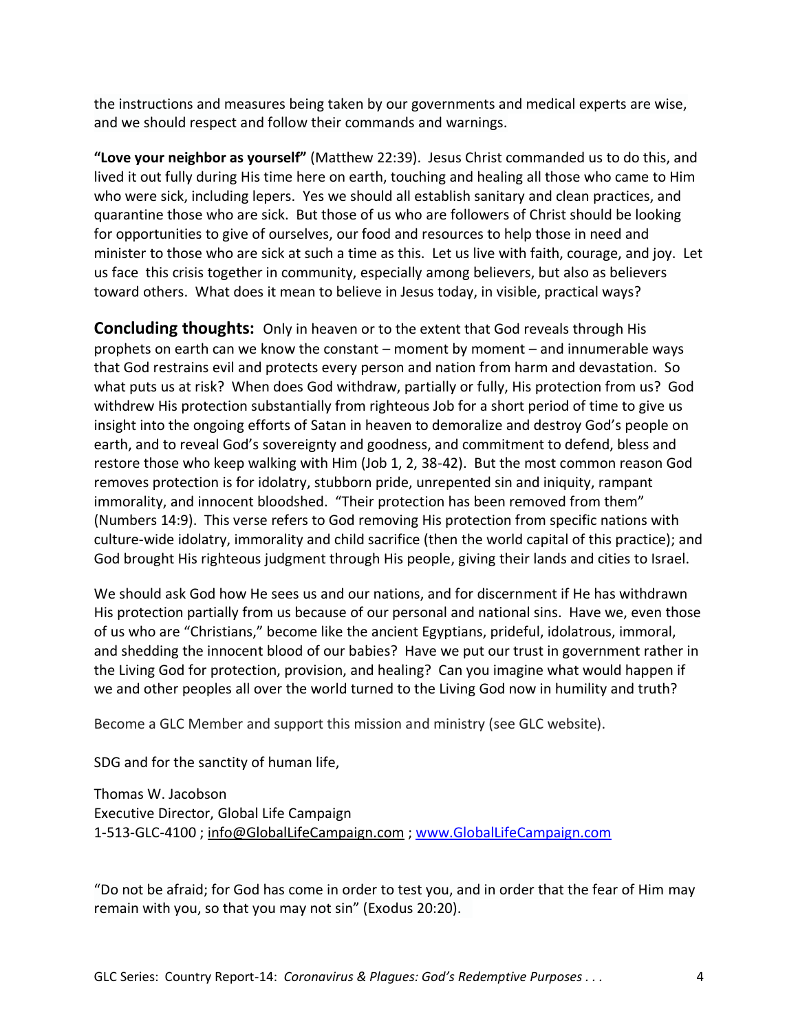the instructions and measures being taken by our governments and medical experts are wise, and we should respect and follow their commands and warnings.

**"Love your neighbor as yourself"** (Matthew 22:39). Jesus Christ commanded us to do this, and lived it out fully during His time here on earth, touching and healing all those who came to Him who were sick, including lepers. Yes we should all establish sanitary and clean practices, and quarantine those who are sick. But those of us who are followers of Christ should be looking for opportunities to give of ourselves, our food and resources to help those in need and minister to those who are sick at such a time as this. Let us live with faith, courage, and joy. Let us face this crisis together in community, especially among believers, but also as believers toward others. What does it mean to believe in Jesus today, in visible, practical ways?

**Concluding thoughts:** Only in heaven or to the extent that God reveals through His prophets on earth can we know the constant – moment by moment – and innumerable ways that God restrains evil and protects every person and nation from harm and devastation. So what puts us at risk? When does God withdraw, partially or fully, His protection from us? God withdrew His protection substantially from righteous Job for a short period of time to give us insight into the ongoing efforts of Satan in heaven to demoralize and destroy God's people on earth, and to reveal God's sovereignty and goodness, and commitment to defend, bless and restore those who keep walking with Him (Job 1, 2, 38-42). But the most common reason God removes protection is for idolatry, stubborn pride, unrepented sin and iniquity, rampant immorality, and innocent bloodshed. "Their protection has been removed from them" (Numbers 14:9). This verse refers to God removing His protection from specific nations with culture-wide idolatry, immorality and child sacrifice (then the world capital of this practice); and God brought His righteous judgment through His people, giving their lands and cities to Israel.

We should ask God how He sees us and our nations, and for discernment if He has withdrawn His protection partially from us because of our personal and national sins. Have we, even those of us who are "Christians," become like the ancient Egyptians, prideful, idolatrous, immoral, and shedding the innocent blood of our babies? Have we put our trust in government rather in the Living God for protection, provision, and healing? Can you imagine what would happen if we and other peoples all over the world turned to the Living God now in humility and truth?

Become a GLC Member and support this mission and ministry (see GLC website).

SDG and for the sanctity of human life,

Thomas W. Jacobson
Executive Director, Global Life Campaign
1-513-GLC-4100 ; info@GlobalLifeCampaign.com ; www.GlobalLifeCampaign.com

"Do not be afraid; for God has come in order to test you, and in order that the fear of Him may remain with you, so that you may not sin" (Exodus 20:20).